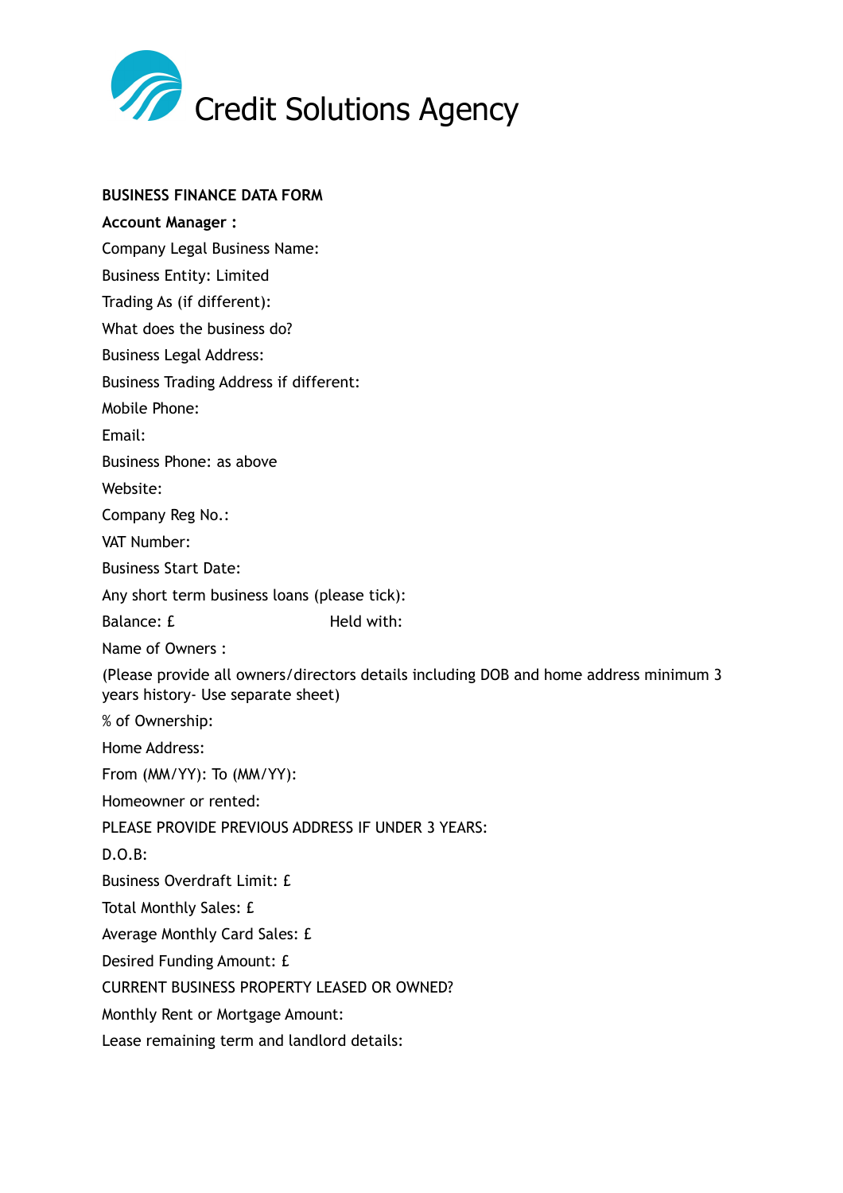# Credit Solutions Agency

**BUSINESS FINANCE DATA FORM**

**Account Manager :**

Company Legal Business Name:

Business Entity: Limited

Trading As (if different):

What does the business do?

Business Legal Address:

Business Trading Address if different:

Mobile Phone:

Email:

Business Phone: as above

Website:

Company Reg No.:

VAT Number:

Business Start Date:

Any short term business loans (please tick):

Balance: £ Held with:

Name of Owners :

(Please provide all owners/directors details including DOB and home address minimum 3 years history- Use separate sheet)

% of Ownership:

Home Address:

From (MM/YY): To (MM/YY):

Homeowner or rented:

PLEASE PROVIDE PREVIOUS ADDRESS IF UNDER 3 YEARS:

D.O.B:

Business Overdraft Limit: £

Total Monthly Sales: £

Average Monthly Card Sales: £

Desired Funding Amount: £

CURRENT BUSINESS PROPERTY LEASED OR OWNED?

Monthly Rent or Mortgage Amount:

Lease remaining term and landlord details: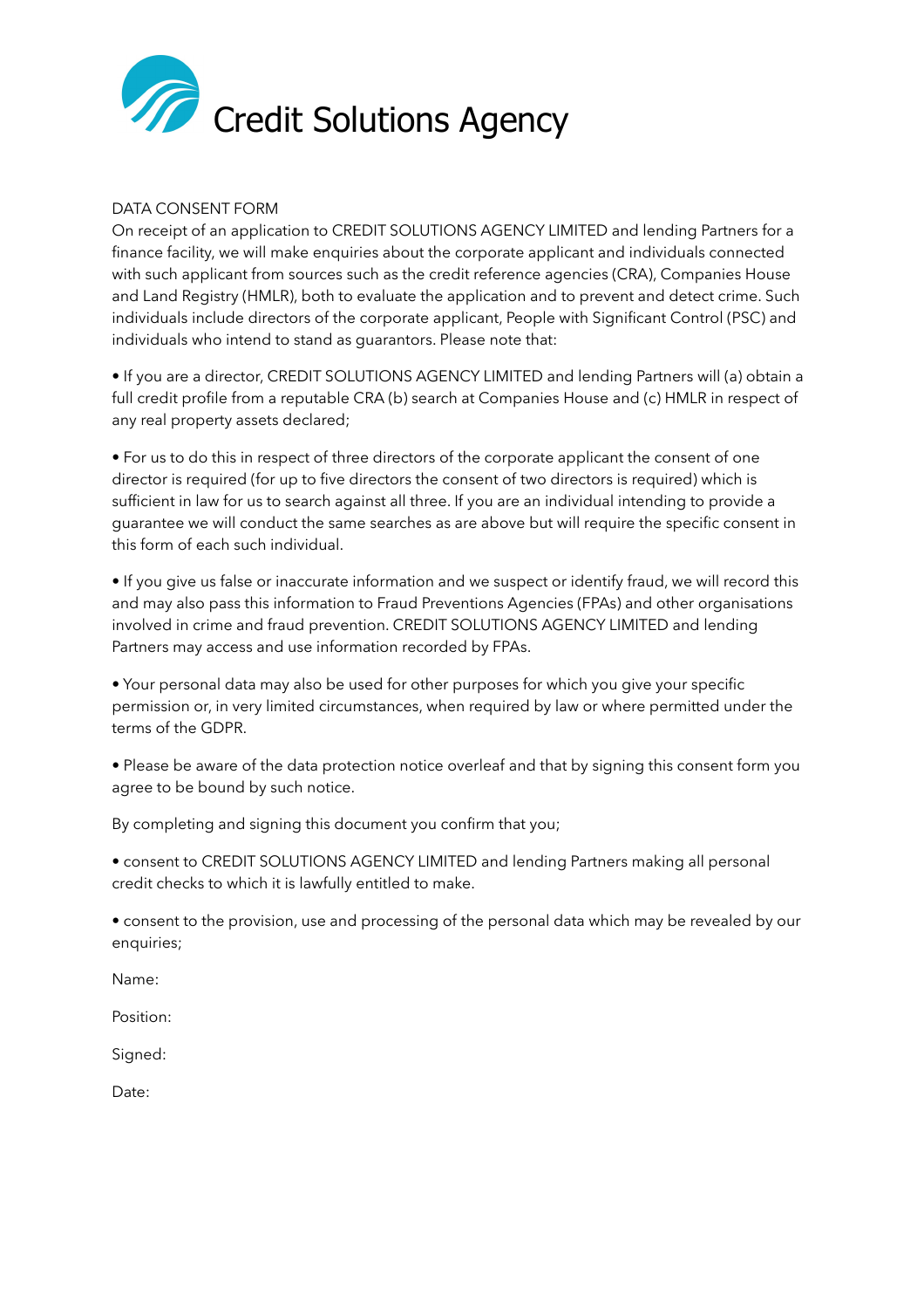# Credit Solutions Agency

DATA CONSENT FORM

On receipt of an application to CREDIT SOLUTIONS AGENCY LIMITED and lending Partners for a finance facility, we will make enquiries about the corporate applicant and individuals connected with such applicant from sources such as the credit reference agencies (CRA), Companies House and Land Registry (HMLR), both to evaluate the application and to prevent and detect crime. Such individuals include directors of the corporate applicant, People with Significant Control (PSC) and individuals who intend to stand as guarantors. Please note that:

• If you are a director, CREDIT SOLUTIONS AGENCY LIMITED and lending Partners will (a) obtain a full credit profile from a reputable CRA (b) search at Companies House and (c) HMLR in respect of any real property assets declared;

• For us to do this in respect of three directors of the corporate applicant the consent of one director is required (for up to five directors the consent of two directors is required) which is sufficient in law for us to search against all three. If you are an individual intending to provide a guarantee we will conduct the same searches as are above but will require the specific consent in this form of each such individual.

• If you give us false or inaccurate information and we suspect or identify fraud, we will record this and may also pass this information to Fraud Preventions Agencies (FPAs) and other organisations involved in crime and fraud prevention. CREDIT SOLUTIONS AGENCY LIMITED and lending Partners may access and use information recorded by FPAs.

• Your personal data may also be used for other purposes for which you give your specific permission or, in very limited circumstances, when required by law or where permitted under the terms of the GDPR.

• Please be aware of the data protection notice overleaf and that by signing this consent form you agree to be bound by such notice.

By completing and signing this document you confirm that you;

• consent to CREDIT SOLUTIONS AGENCY LIMITED and lending Partners making all personal credit checks to which it is lawfully entitled to make.

• consent to the provision, use and processing of the personal data which may be revealed by our enquiries;

Name:

Position:

Signed:

Date: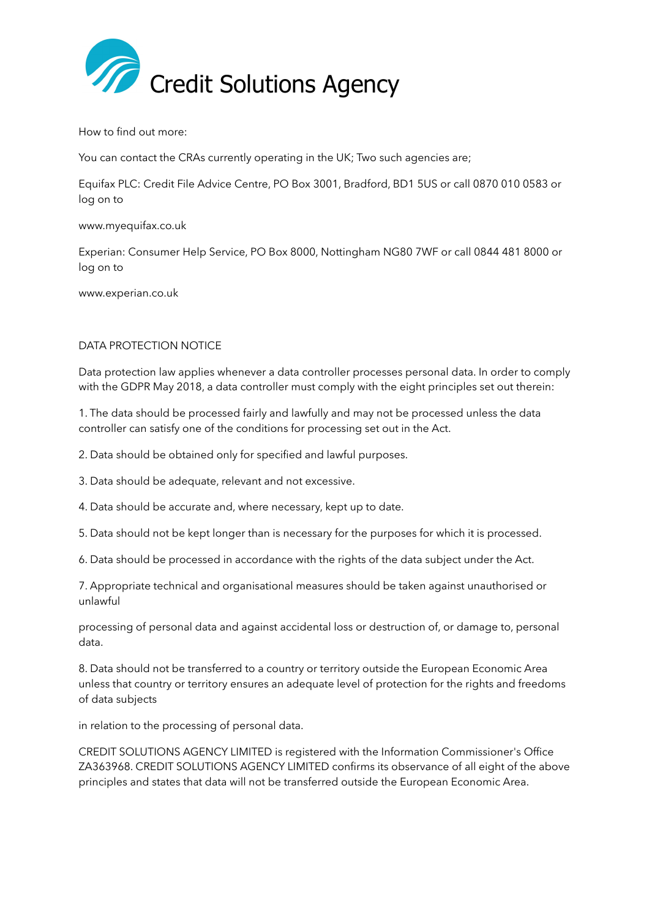Credit Solutions Agency

How to find out more:

You can contact the CRAs currently operating in the UK; Two such agencies are;

Equifax PLC: Credit File Advice Centre, PO Box 3001, Bradford, BD1 5US or call 0870 010 0583 or log on to

www.myequifax.co.uk

Experian: Consumer Help Service, PO Box 8000, Nottingham NG80 7WF or call 0844 481 8000 or log on to

www.experian.co.uk

DATA PROTECTION NOTICE

Data protection law applies whenever a data controller processes personal data. In order to comply with the GDPR May 2018, a data controller must comply with the eight principles set out therein:

1. The data should be processed fairly and lawfully and may not be processed unless the data controller can satisfy one of the conditions for processing set out in the Act.

2. Data should be obtained only for specified and lawful purposes.

3. Data should be adequate, relevant and not excessive.

4. Data should be accurate and, where necessary, kept up to date.

5. Data should not be kept longer than is necessary for the purposes for which it is processed.

6. Data should be processed in accordance with the rights of the data subject under the Act.

7. Appropriate technical and organisational measures should be taken against unauthorised or unlawful processing of personal data and against accidental loss or destruction of, or damage to, personal data.

8. Data should not be transferred to a country or territory outside the European Economic Area unless that country or territory ensures an adequate level of protection for the rights and freedoms of data subjects in relation to the processing of personal data.

CREDIT SOLUTIONS AGENCY LIMITED is registered with the Information Commissioner's Office ZA363968. CREDIT SOLUTIONS AGENCY LIMITED confirms its observance of all eight of the above principles and states that data will not be transferred outside the European Economic Area.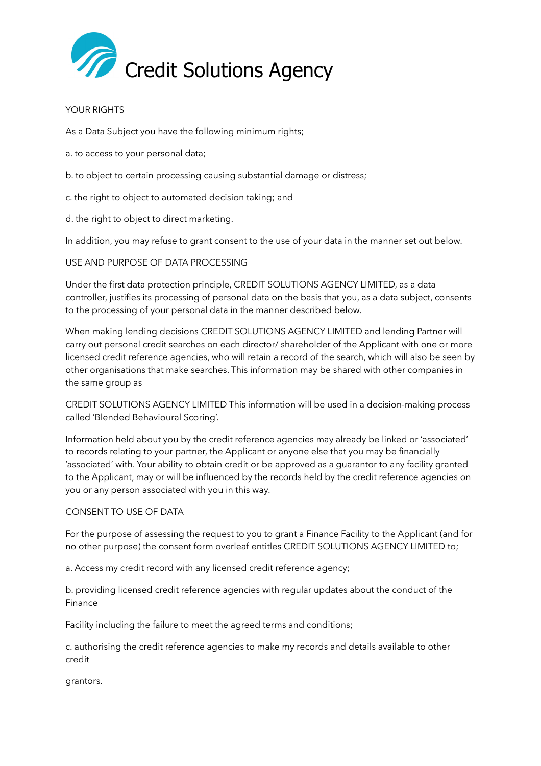# Credit Solutions Agency

## YOUR RIGHTS

As a Data Subject you have the following minimum rights;

a. to access to your personal data;

b. to object to certain processing causing substantial damage or distress;

c. the right to object to automated decision taking; and

d. the right to object to direct marketing.

In addition, you may refuse to grant consent to the use of your data in the manner set out below.

## USE AND PURPOSE OF DATA PROCESSING

Under the first data protection principle, CREDIT SOLUTIONS AGENCY LIMITED, as a data controller, justifies its processing of personal data on the basis that you, as a data subject, consents to the processing of your personal data in the manner described below.

When making lending decisions CREDIT SOLUTIONS AGENCY LIMITED and lending Partner will carry out personal credit searches on each director/ shareholder of the Applicant with one or more licensed credit reference agencies, who will retain a record of the search, which will also be seen by other organisations that make searches. This information may be shared with other companies in the same group as

CREDIT SOLUTIONS AGENCY LIMITED This information will be used in a decision-making process called 'Blended Behavioural Scoring'.

Information held about you by the credit reference agencies may already be linked or 'associated' to records relating to your partner, the Applicant or anyone else that you may be financially 'associated' with. Your ability to obtain credit or be approved as a guarantor to any facility granted to the Applicant, may or will be influenced by the records held by the credit reference agencies on you or any person associated with you in this way.

## CONSENT TO USE OF DATA

For the purpose of assessing the request to you to grant a Finance Facility to the Applicant (and for no other purpose) the consent form overleaf entitles CREDIT SOLUTIONS AGENCY LIMITED to;

a. Access my credit record with any licensed credit reference agency;

b. providing licensed credit reference agencies with regular updates about the conduct of the Finance

Facility including the failure to meet the agreed terms and conditions;

c. authorising the credit reference agencies to make my records and details available to other credit

grantors.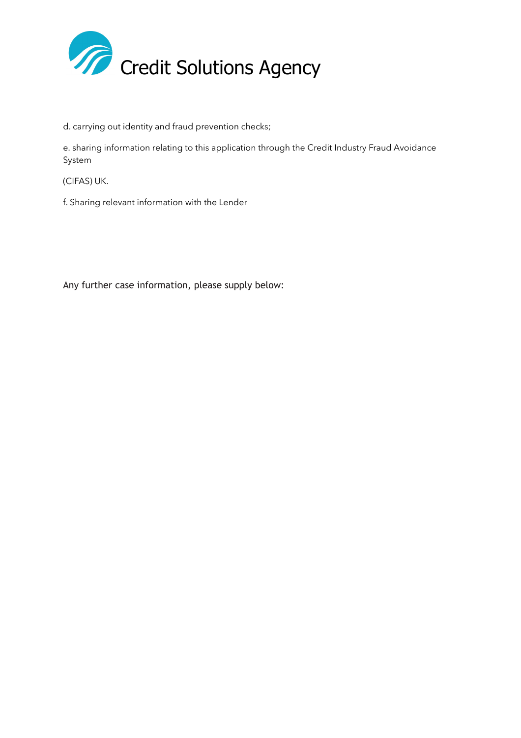Credit Solutions Agency

d. carrying out identity and fraud prevention checks;

e. sharing information relating to this application through the Credit Industry Fraud Avoidance System

(CIFAS) UK.

f. Sharing relevant information with the Lender

Any further case information, please supply below: